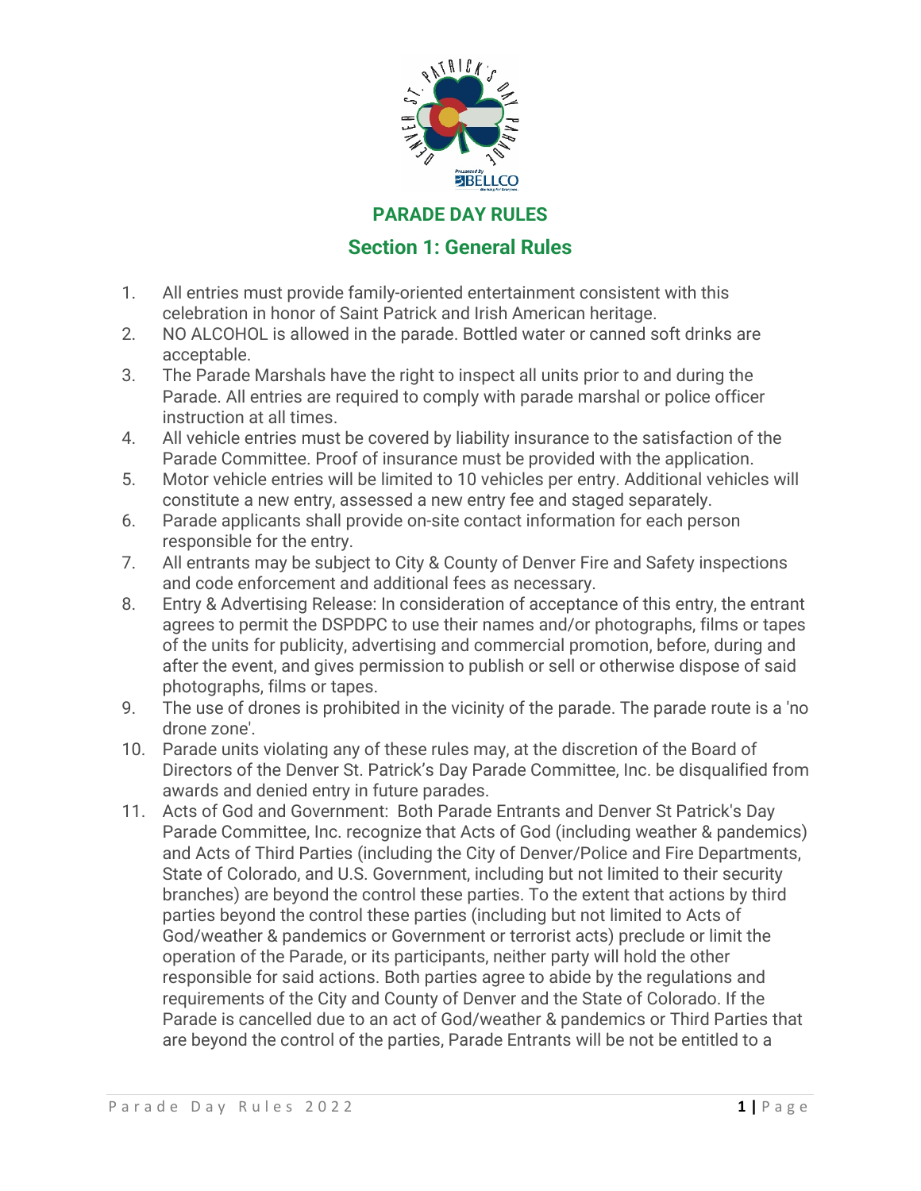# PARADE DAY RULES

## Section 1: General Rules

1. All entries must provide family-oriented entertainment consistent with this celebration in honor of Saint Patrick and Irish American heritage.
2. NO ALCOHOL is allowed in the parade. Bottled water or canned soft drinks are acceptable.
3. The Parade Marshals have the right to inspect all units prior to and during the Parade. All entries are required to comply with parade marshal or police officer instruction at all times.
4. All vehicle entries must be covered by liability insurance to the satisfaction of the Parade Committee. Proof of insurance must be provided with the application.
5. Motor vehicle entries will be limited to 10 vehicles per entry. Additional vehicles will constitute a new entry, assessed a new entry fee and staged separately.
6. Parade applicants shall provide on-site contact information for each person responsible for the entry.
7. All entrants may be subject to City & County of Denver Fire and Safety inspections and code enforcement and additional fees as necessary.
8. Entry & Advertising Release: In consideration of acceptance of this entry, the entrant agrees to permit the DSPDPC to use their names and/or photographs, films or tapes of the units for publicity, advertising and commercial promotion, before, during and after the event, and gives permission to publish or sell or otherwise dispose of said photographs, films or tapes.
9. The use of drones is prohibited in the vicinity of the parade. The parade route is a 'no drone zone'.
10. Parade units violating any of these rules may, at the discretion of the Board of Directors of the Denver St. Patrick's Day Parade Committee, Inc. be disqualified from awards and denied entry in future parades.
11. Acts of God and Government: Both Parade Entrants and Denver St Patrick's Day Parade Committee, Inc. recognize that Acts of God (including weather & pandemics) and Acts of Third Parties (including the City of Denver/Police and Fire Departments, State of Colorado, and U.S. Government, including but not limited to their security branches) are beyond the control these parties. To the extent that actions by third parties beyond the control these parties (including but not limited to Acts of God/weather & pandemics or Government or terrorist acts) preclude or limit the operation of the Parade, or its participants, neither party will hold the other responsible for said actions. Both parties agree to abide by the regulations and requirements of the City and County of Denver and the State of Colorado. If the Parade is cancelled due to an act of God/weather & pandemics or Third Parties that are beyond the control of the parties, Parade Entrants will be not be entitled to a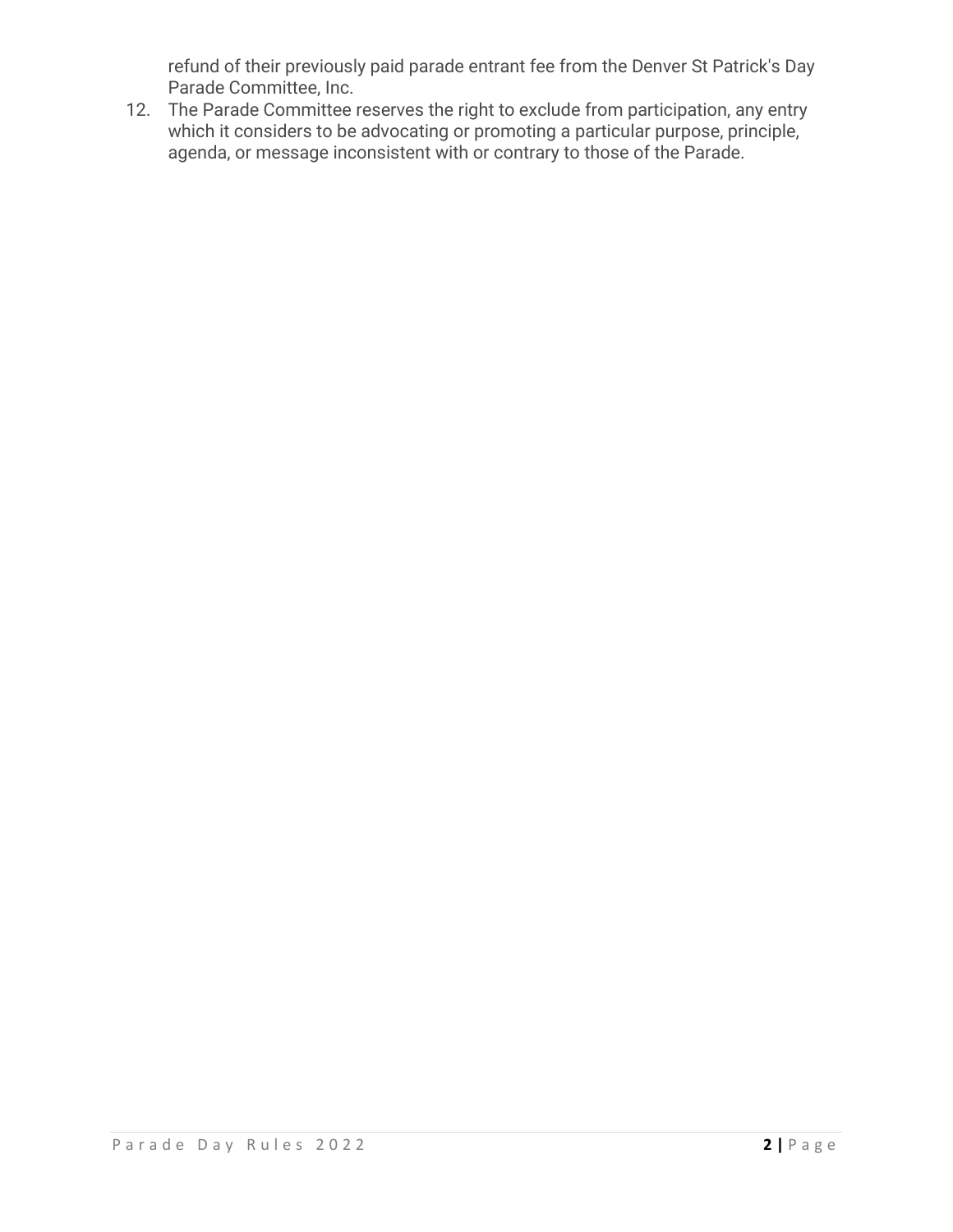refund of their previously paid parade entrant fee from the Denver St Patrick's Day Parade Committee, Inc.

12. The Parade Committee reserves the right to exclude from participation, any entry which it considers to be advocating or promoting a particular purpose, principle, agenda, or message inconsistent with or contrary to those of the Parade.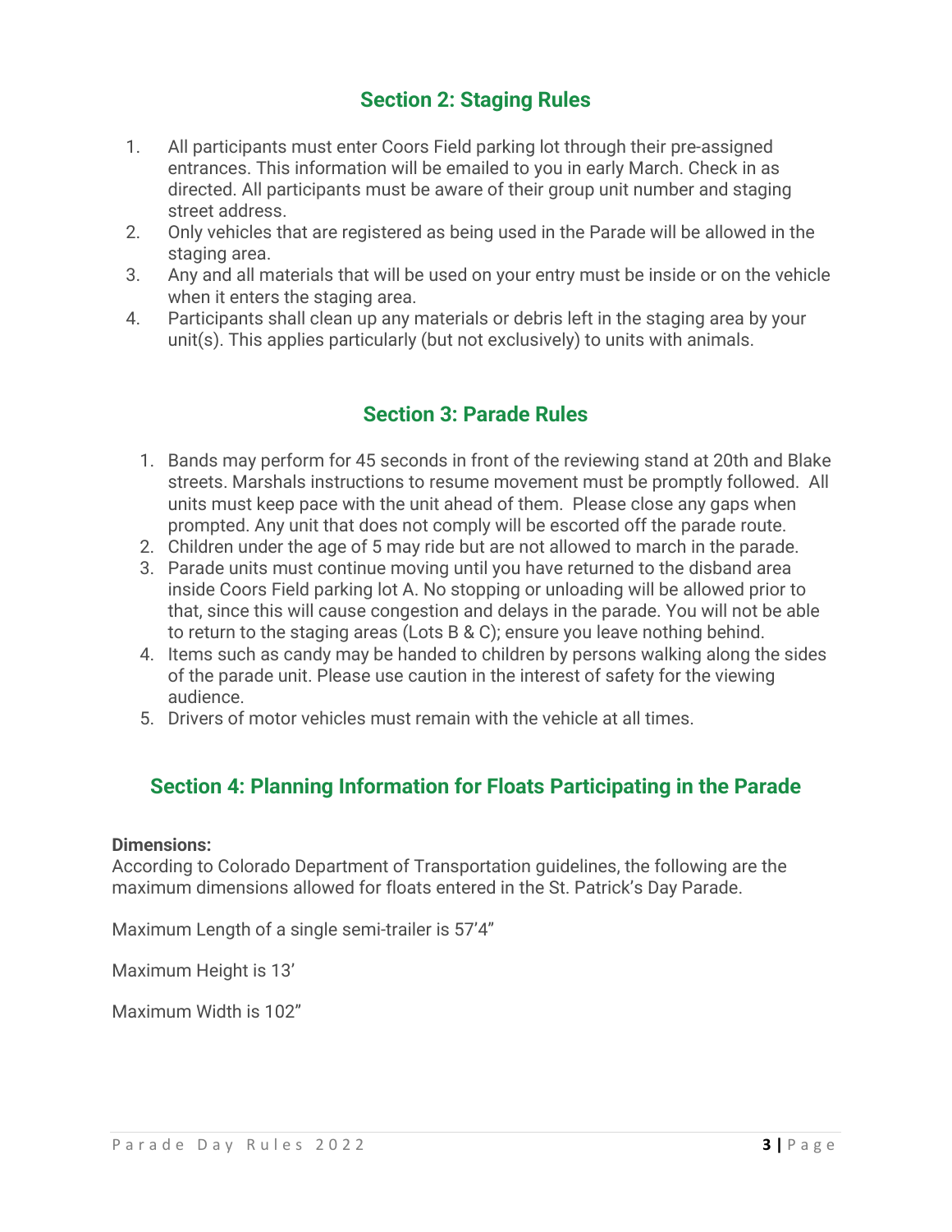## Section 2: Staging Rules

1. All participants must enter Coors Field parking lot through their pre-assigned entrances. This information will be emailed to you in early March. Check in as directed. All participants must be aware of their group unit number and staging street address.
2. Only vehicles that are registered as being used in the Parade will be allowed in the staging area.
3. Any and all materials that will be used on your entry must be inside or on the vehicle when it enters the staging area.
4. Participants shall clean up any materials or debris left in the staging area by your unit(s). This applies particularly (but not exclusively) to units with animals.

## Section 3: Parade Rules

1. Bands may perform for 45 seconds in front of the reviewing stand at 20th and Blake streets. Marshals instructions to resume movement must be promptly followed. All units must keep pace with the unit ahead of them. Please close any gaps when prompted. Any unit that does not comply will be escorted off the parade route.
2. Children under the age of 5 may ride but are not allowed to march in the parade.
3. Parade units must continue moving until you have returned to the disband area inside Coors Field parking lot A. No stopping or unloading will be allowed prior to that, since this will cause congestion and delays in the parade. You will not be able to return to the staging areas (Lots B & C); ensure you leave nothing behind.
4. Items such as candy may be handed to children by persons walking along the sides of the parade unit. Please use caution in the interest of safety for the viewing audience.
5. Drivers of motor vehicles must remain with the vehicle at all times.

## Section 4: Planning Information for Floats Participating in the Parade

**Dimensions:**
According to Colorado Department of Transportation guidelines, the following are the maximum dimensions allowed for floats entered in the St. Patrick's Day Parade.

Maximum Length of a single semi-trailer is 57'4"

Maximum Height is 13'

Maximum Width is 102"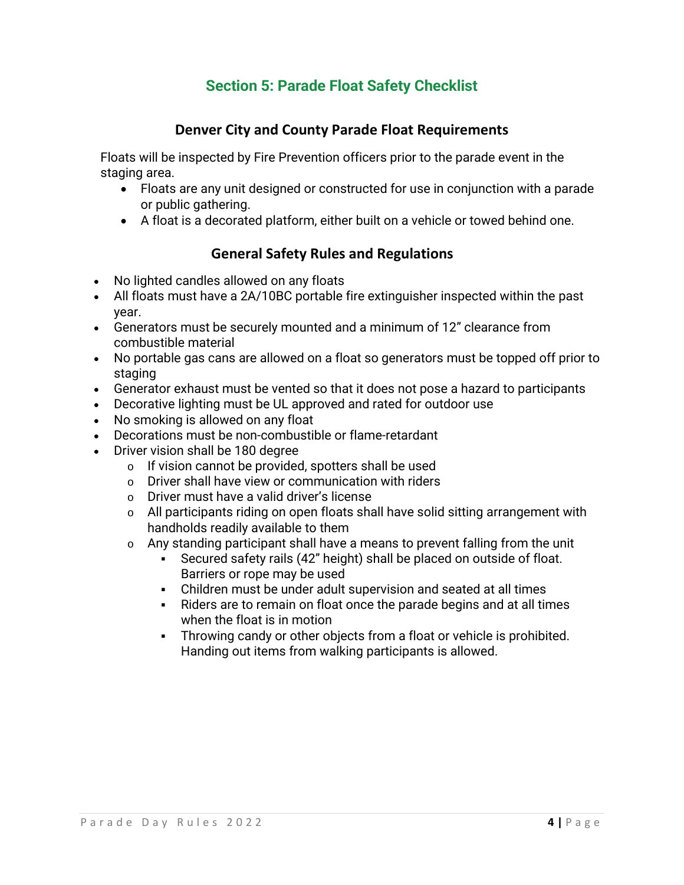## Section 5: Parade Float Safety Checklist

### Denver City and County Parade Float Requirements

Floats will be inspected by Fire Prevention officers prior to the parade event in the staging area.

- Floats are any unit designed or constructed for use in conjunction with a parade or public gathering.
- A float is a decorated platform, either built on a vehicle or towed behind one.

### General Safety Rules and Regulations

- No lighted candles allowed on any floats
- All floats must have a 2A/10BC portable fire extinguisher inspected within the past year.
- Generators must be securely mounted and a minimum of 12" clearance from combustible material
- No portable gas cans are allowed on a float so generators must be topped off prior to staging
- Generator exhaust must be vented so that it does not pose a hazard to participants
- Decorative lighting must be UL approved and rated for outdoor use
- No smoking is allowed on any float
- Decorations must be non-combustible or flame-retardant
- Driver vision shall be 180 degree
  - If vision cannot be provided, spotters shall be used
  - Driver shall have view or communication with riders
  - Driver must have a valid driver's license
  - All participants riding on open floats shall have solid sitting arrangement with handholds readily available to them
  - Any standing participant shall have a means to prevent falling from the unit
    - Secured safety rails (42" height) shall be placed on outside of float. Barriers or rope may be used
    - Children must be under adult supervision and seated at all times
    - Riders are to remain on float once the parade begins and at all times when the float is in motion
    - Throwing candy or other objects from a float or vehicle is prohibited. Handing out items from walking participants is allowed.